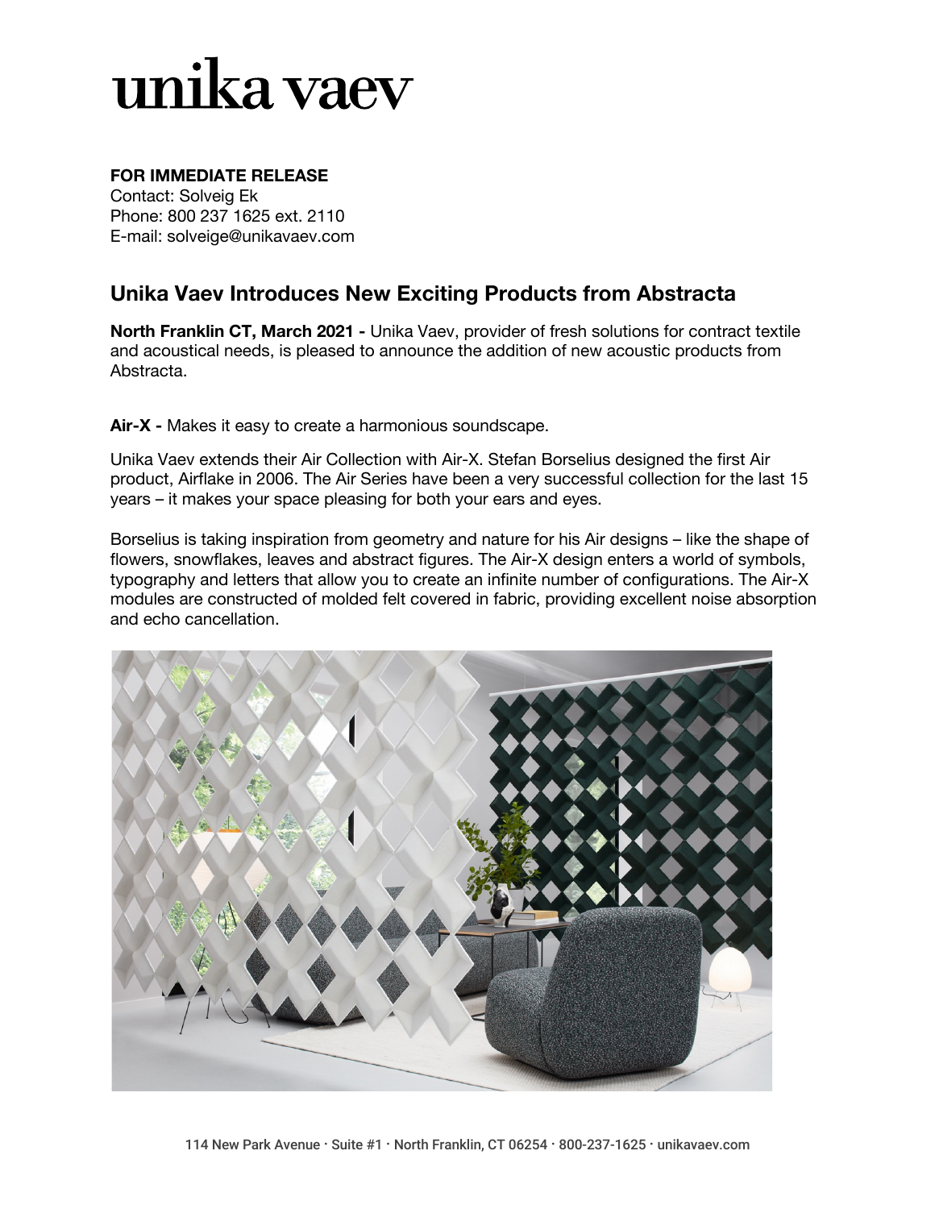# unika vaev

**FOR IMMEDIATE RELEASE**
Contact: Solveig Ek
Phone: 800 237 1625 ext. 2110
E-mail: solveige@unikavaev.com

## Unika Vaev Introduces New Exciting Products from Abstracta

**North Franklin CT, March 2021 -** Unika Vaev, provider of fresh solutions for contract textile and acoustical needs, is pleased to announce the addition of new acoustic products from Abstracta.

**Air-X -** Makes it easy to create a harmonious soundscape.

Unika Vaev extends their Air Collection with Air-X. Stefan Borselius designed the first Air product, Airflake in 2006. The Air Series have been a very successful collection for the last 15 years – it makes your space pleasing for both your ears and eyes.

Borselius is taking inspiration from geometry and nature for his Air designs – like the shape of flowers, snowflakes, leaves and abstract figures. The Air-X design enters a world of symbols, typography and letters that allow you to create an infinite number of configurations. The Air-X modules are constructed of molded felt covered in fabric, providing excellent noise absorption and echo cancellation.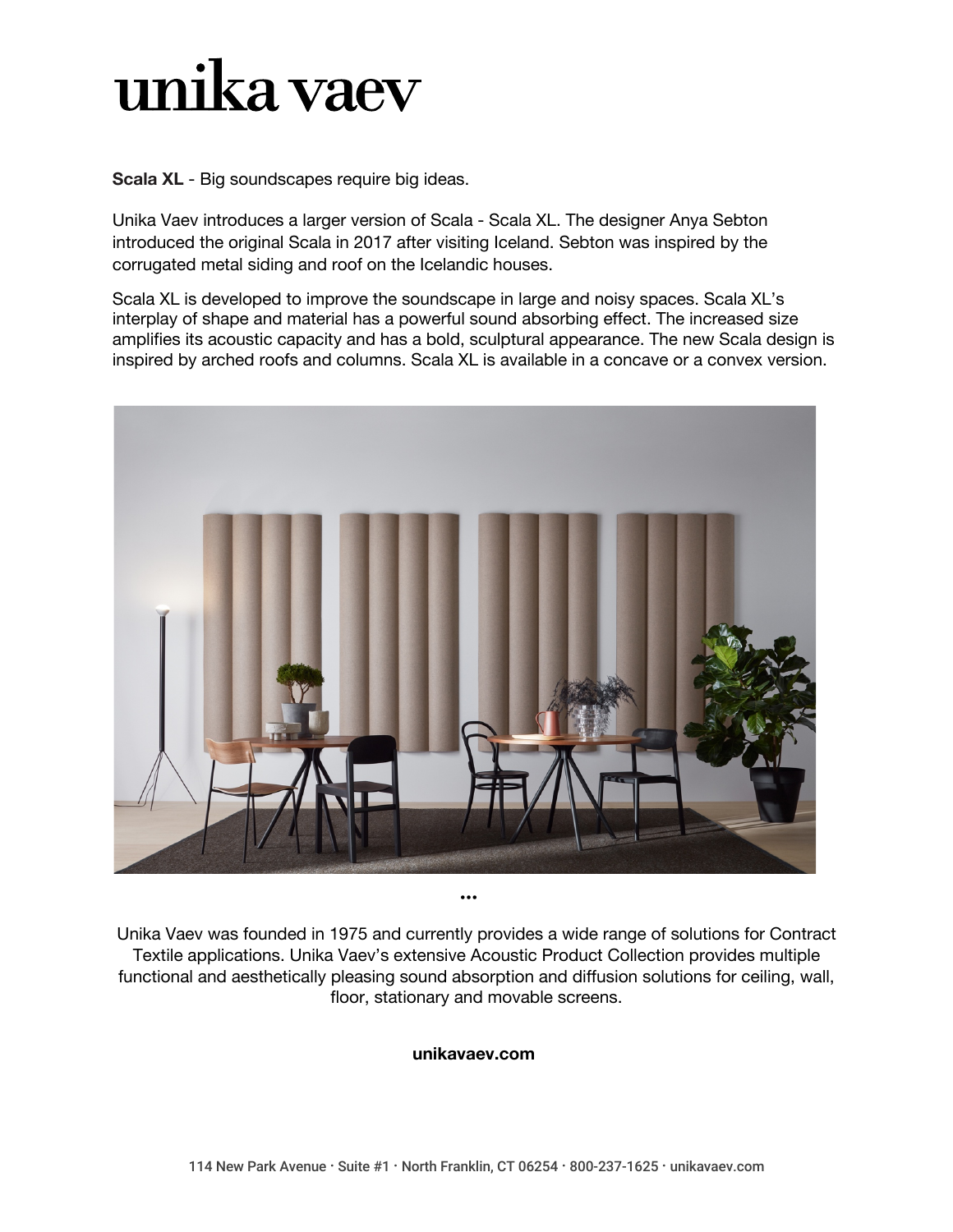# unika vaev

**Scala XL** - Big soundscapes require big ideas.

Unika Vaev introduces a larger version of Scala - Scala XL. The designer Anya Sebton introduced the original Scala in 2017 after visiting Iceland. Sebton was inspired by the corrugated metal siding and roof on the Icelandic houses.

Scala XL is developed to improve the soundscape in large and noisy spaces. Scala XL's interplay of shape and material has a powerful sound absorbing effect. The increased size amplifies its acoustic capacity and has a bold, sculptural appearance. The new Scala design is inspired by arched roofs and columns. Scala XL is available in a concave or a convex version.

•••

Unika Vaev was founded in 1975 and currently provides a wide range of solutions for Contract Textile applications. Unika Vaev's extensive Acoustic Product Collection provides multiple functional and aesthetically pleasing sound absorption and diffusion solutions for ceiling, wall, floor, stationary and movable screens.

**unikavaev.com**

114 New Park Avenue · Suite #1 · North Franklin, CT 06254 · 800-237-1625 · unikavaev.com